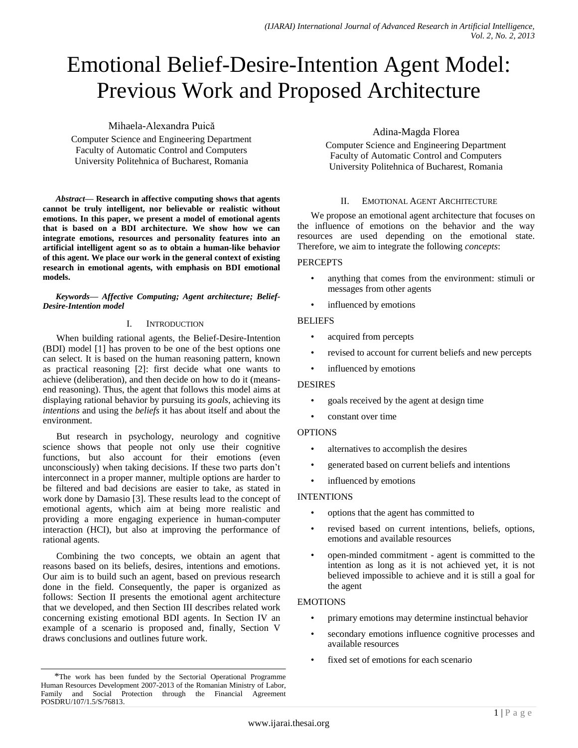# Emotional Belief-Desire-Intention Agent Model: Previous Work and Proposed Architecture

Mihaela-Alexandra Puică
Computer Science and Engineering Department
Faculty of Automatic Control and Computers
University Politehnica of Bucharest, Romania

Adina-Magda Florea
Computer Science and Engineering Department
Faculty of Automatic Control and Computers
University Politehnica of Bucharest, Romania

***Abstract*— Research in affective computing shows that agents cannot be truly intelligent, nor believable or realistic without emotions. In this paper, we present a model of emotional agents that is based on a BDI architecture. We show how we can integrate emotions, resources and personality features into an artificial intelligent agent so as to obtain a human-like behavior of this agent. We place our work in the general context of existing research in emotional agents, with emphasis on BDI emotional models.**

***Keywords*— *Affective Computing; Agent architecture; Belief-Desire-Intention model***

## I. Introduction

When building rational agents, the Belief-Desire-Intention (BDI) model [1] has proven to be one of the best options one can select. It is based on the human reasoning pattern, known as practical reasoning [2]: first decide what one wants to achieve (deliberation), and then decide on how to do it (means-end reasoning). Thus, the agent that follows this model aims at displaying rational behavior by pursuing its *goals*, achieving its *intentions* and using the *beliefs* it has about itself and about the environment.

But research in psychology, neurology and cognitive science shows that people not only use their cognitive functions, but also account for their emotions (even unconsciously) when taking decisions. If these two parts don't interconnect in a proper manner, multiple options are harder to be filtered and bad decisions are easier to take, as stated in work done by Damasio [3]. These results lead to the concept of emotional agents, which aim at being more realistic and providing a more engaging experience in human-computer interaction (HCI), but also at improving the performance of rational agents.

Combining the two concepts, we obtain an agent that reasons based on its beliefs, desires, intentions and emotions. Our aim is to build such an agent, based on previous research done in the field. Consequently, the paper is organized as follows: Section II presents the emotional agent architecture that we developed, and then Section III describes related work concerning existing emotional BDI agents. In Section IV an example of a scenario is proposed and, finally, Section V draws conclusions and outlines future work.

*The work has been funded by the Sectorial Operational Programme Human Resources Development 2007-2013 of the Romanian Ministry of Labor, Family and Social Protection through the Financial Agreement POSDRU/107/1.5/S/76813.

## II. Emotional Agent Architecture

We propose an emotional agent architecture that focuses on the influence of emotions on the behavior and the way resources are used depending on the emotional state. Therefore, we aim to integrate the following *concepts*:

PERCEPTS

- anything that comes from the environment: stimuli or messages from other agents
- influenced by emotions

BELIEFS

- acquired from percepts
- revised to account for current beliefs and new percepts
- influenced by emotions

DESIRES

- goals received by the agent at design time
- constant over time

OPTIONS

- alternatives to accomplish the desires
- generated based on current beliefs and intentions
- influenced by emotions

INTENTIONS

- options that the agent has committed to
- revised based on current intentions, beliefs, options, emotions and available resources
- open-minded commitment - agent is committed to the intention as long as it is not achieved yet, it is not believed impossible to achieve and it is still a goal for the agent

EMOTIONS

- primary emotions may determine instinctual behavior
- secondary emotions influence cognitive processes and available resources
- fixed set of emotions for each scenario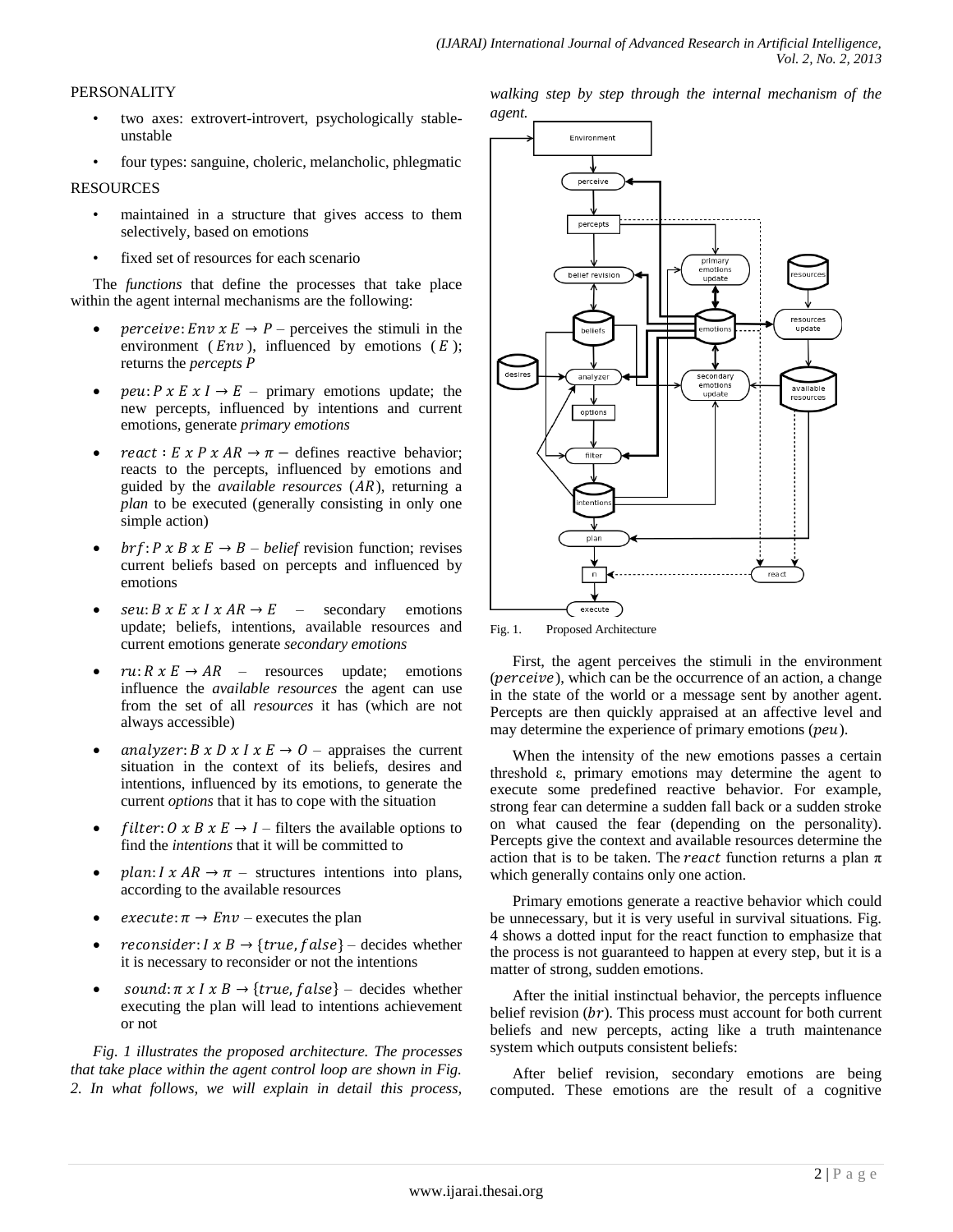PERSONALITY

- two axes: extrovert-introvert, psychologically stable-unstable
- four types: sanguine, choleric, melancholic, phlegmatic

RESOURCES

- maintained in a structure that gives access to them selectively, based on emotions
- fixed set of resources for each scenario

The *functions* that define the processes that take place within the agent internal mechanisms are the following:

- $perceive: Env \ x \ E \rightarrow P$ – perceives the stimuli in the environment ($Env$), influenced by emotions ($E$); returns the *percepts P*
- $peu: P \ x \ E \ x \ I \rightarrow E$ – primary emotions update; the new percepts, influenced by intentions and current emotions, generate *primary emotions*
- $react : E \ x \ P \ x \ AR \rightarrow \pi -$ defines reactive behavior; reacts to the percepts, influenced by emotions and guided by the *available resources* ($AR$), returning a *plan* to be executed (generally consisting in only one simple action)
- $brf: P \ x \ B \ x \ E \rightarrow B$ – *belief* revision function; revises current beliefs based on percepts and influenced by emotions
- $seu: B \ x \ E \ x \ I \ x \ AR \rightarrow E$ – secondary emotions update; beliefs, intentions, available resources and current emotions generate *secondary emotions*
- $ru: R \ x \ E \rightarrow AR$ – resources update; emotions influence the *available resources* the agent can use from the set of all *resources* it has (which are not always accessible)
- $analyzer: B \ x \ D \ x \ I \ x \ E \rightarrow O$ – appraises the current situation in the context of its beliefs, desires and intentions, influenced by its emotions, to generate the current *options* that it has to cope with the situation
- $filter: O \ x \ B \ x \ E \rightarrow I$ – filters the available options to find the *intentions* that it will be committed to
- $plan: I \ x \ AR \rightarrow \pi$ – structures intentions into plans, according to the available resources
- $execute: \pi \rightarrow Env$ – executes the plan
- $reconsider: I \ x \ B \rightarrow \{true, false\}$ – decides whether it is necessary to reconsider or not the intentions
- $sound: \pi \ x \ I \ x \ B \rightarrow \{true, false\}$ – decides whether executing the plan will lead to intentions achievement or not

*Fig. 1 illustrates the proposed architecture. The processes that take place within the agent control loop are shown in Fig. 2. In what follows, we will explain in detail this process, walking step by step through the internal mechanism of the agent.*

Fig. 1. Proposed Architecture

First, the agent perceives the stimuli in the environment ($perceive$), which can be the occurrence of an action, a change in the state of the world or a message sent by another agent. Percepts are then quickly appraised at an affective level and may determine the experience of primary emotions ($peu$).

When the intensity of the new emotions passes a certain threshold ε, primary emotions may determine the agent to execute some predefined reactive behavior. For example, strong fear can determine a sudden fall back or a sudden stroke on what caused the fear (depending on the personality). Percepts give the context and available resources determine the action that is to be taken. The $react$ function returns a plan π which generally contains only one action.

Primary emotions generate a reactive behavior which could be unnecessary, but it is very useful in survival situations. Fig. 4 shows a dotted input for the react function to emphasize that the process is not guaranteed to happen at every step, but it is a matter of strong, sudden emotions.

After the initial instinctual behavior, the percepts influence belief revision ($br$). This process must account for both current beliefs and new percepts, acting like a truth maintenance system which outputs consistent beliefs:

After belief revision, secondary emotions are being computed. These emotions are the result of a cognitive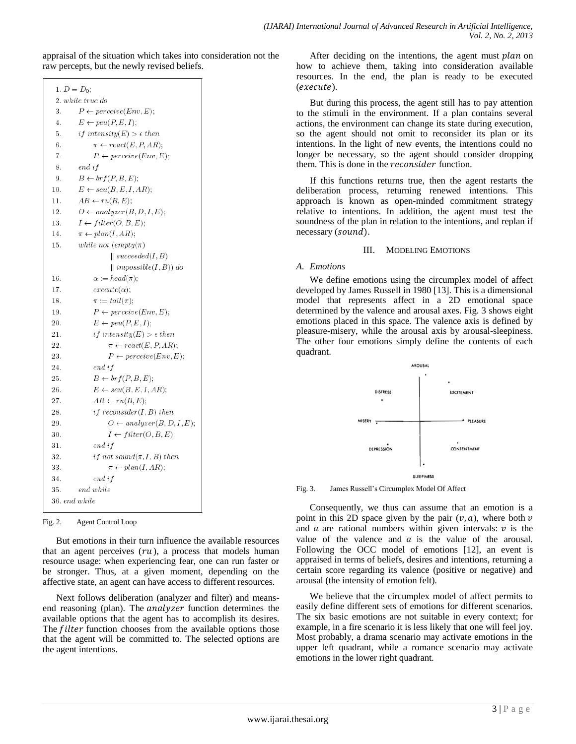appraisal of the situation which takes into consideration not the raw percepts, but the newly revised beliefs.

```
1. D = D0;
2. while true do
3.     P ← perceive(Env, E);
4.     E ← peu(P, E, I);
5.     if intensity(E) > ε then
6.         π ← react(E, P, AR);
7.         P ← perceive(Env, E);
8.     end if
9.     B ← brf(P, B, E);
10.    E ← seu(B, E, I, AR);
11.    AR ← ru(R, E);
12.    O ← analyzer(B, D, I, E);
13.    I ← filter(O, B, E);
14.    π ← plan(I, AR);
15.    while not (empty(π)
                || succeeded(I, B)
                || impossible(I, B)) do
16.        α := head(π);
17.        execute(α);
18.        π := tail(π);
19.        P ← perceive(Env, E);
20.        E ← peu(P, E, I);
21.        if intensity(E) > ε then
22.            π ← react(E, P, AR);
23.            P ← perceive(Env, E);
24.        end if
25.        B ← brf(P, B, E);
26.        E ← seu(B, E, I, AR);
27.        AR ← ru(R, E);
28.        if reconsider(I, B) then
29.            O ← analyzer(B, D, I, E);
30.            I ← filter(O, B, E);
31.        end if
32.        if not sound(π, I, B) then
33.            π ← plan(I, AR);
34.        end if
35.    end while
36. end while
```

Fig. 2. Agent Control Loop

But emotions in their turn influence the available resources that an agent perceives ($ru$), a process that models human resource usage: when experiencing fear, one can run faster or be stronger. Thus, at a given moment, depending on the affective state, an agent can have access to different resources.

Next follows deliberation (analyzer and filter) and means-end reasoning (plan). The $analyzer$ function determines the available options that the agent has to accomplish its desires. The $filter$ function chooses from the available options those that the agent will be committed to. The selected options are the agent intentions.

After deciding on the intentions, the agent must $plan$ on how to achieve them, taking into consideration available resources. In the end, the plan is ready to be executed ($execute$).

But during this process, the agent still has to pay attention to the stimuli in the environment. If a plan contains several actions, the environment can change its state during execution, so the agent should not omit to reconsider its plan or its intentions. In the light of new events, the intentions could no longer be necessary, so the agent should consider dropping them. This is done in the $reconsider$ function.

If this functions returns true, then the agent restarts the deliberation process, returning renewed intentions. This approach is known as open-minded commitment strategy relative to intentions. In addition, the agent must test the soundness of the plan in relation to the intentions, and replan if necessary ($sound$).

## III. MODELING EMOTIONS

### A. Emotions

We define emotions using the circumplex model of affect developed by James Russell in 1980 [13]. This is a dimensional model that represents affect in a 2D emotional space determined by the valence and arousal axes. Fig. 3 shows eight emotions placed in this space. The valence axis is defined by pleasure-misery, while the arousal axis by arousal-sleepiness. The other four emotions simply define the contents of each quadrant.

Fig. 3. James Russell's Circumplex Model Of Affect

Consequently, we thus can assume that an emotion is a point in this 2D space given by the pair $(v, a)$, where both $v$ and $a$ are rational numbers within given intervals: $v$ is the value of the valence and $a$ is the value of the arousal. Following the OCC model of emotions [12], an event is appraised in terms of beliefs, desires and intentions, returning a certain score regarding its valence (positive or negative) and arousal (the intensity of emotion felt).

We believe that the circumplex model of affect permits to easily define different sets of emotions for different scenarios. The six basic emotions are not suitable in every context; for example, in a fire scenario it is less likely that one will feel joy. Most probably, a drama scenario may activate emotions in the upper left quadrant, while a romance scenario may activate emotions in the lower right quadrant.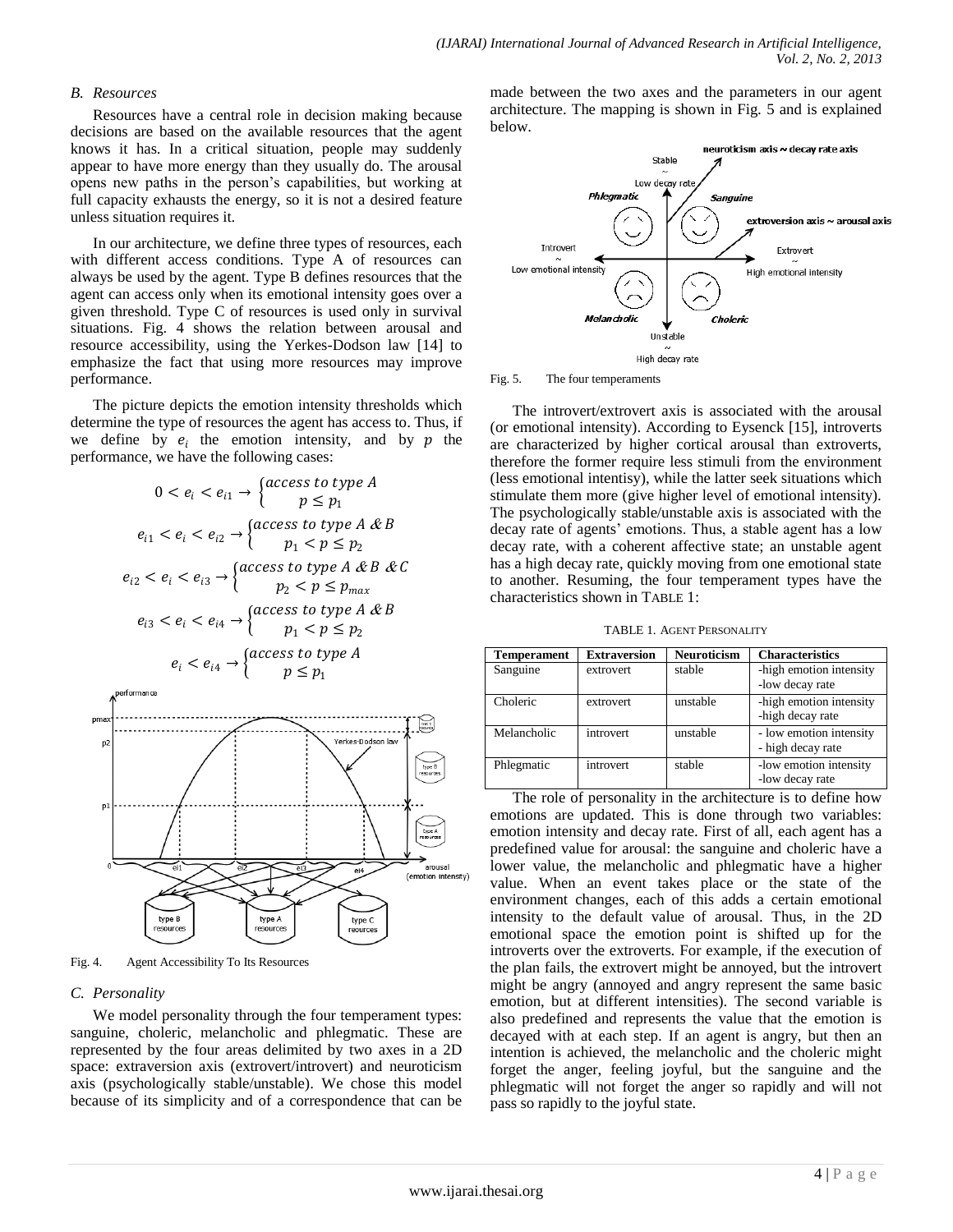### B. Resources

Resources have a central role in decision making because decisions are based on the available resources that the agent knows it has. In a critical situation, people may suddenly appear to have more energy than they usually do. The arousal opens new paths in the person's capabilities, but working at full capacity exhausts the energy, so it is not a desired feature unless situation requires it.

In our architecture, we define three types of resources, each with different access conditions. Type A of resources can always be used by the agent. Type B defines resources that the agent can access only when its emotional intensity goes over a given threshold. Type C of resources is used only in survival situations. Fig. 4 shows the relation between arousal and resource accessibility, using the Yerkes-Dodson law [14] to emphasize the fact that using more resources may improve performance.

The picture depicts the emotion intensity thresholds which determine the type of resources the agent has access to. Thus, if we define by $e_i$ the emotion intensity, and by $p$ the performance, we have the following cases:

$$0 < e_i < e_{i1} \rightarrow \begin{cases} access\ to\ type\ A \\ p \leq p_1 \end{cases}$$

$$e_{i1} < e_i < e_{i2} \rightarrow \begin{cases} access\ to\ type\ A\ \&\ B \\ p_1 < p \leq p_2 \end{cases}$$

$$e_{i2} < e_i < e_{i3} \rightarrow \begin{cases} access\ to\ type\ A\ \&\ B\ \&\ C \\ p_2 < p \leq p_{max} \end{cases}$$

$$e_{i3} < e_i < e_{i4} \rightarrow \begin{cases} access\ to\ type\ A\ \&\ B \\ p_1 < p \leq p_2 \end{cases}$$

$$e_i < e_{i4} \rightarrow \begin{cases} access\ to\ type\ A \\ p \leq p_1 \end{cases}$$

Fig. 4. Agent Accessibility To Its Resources

### C. Personality

We model personality through the four temperament types: sanguine, choleric, melancholic and phlegmatic. These are represented by the four areas delimited by two axes in a 2D space: extraversion axis (extrovert/introvert) and neuroticism axis (psychologically stable/unstable). We chose this model because of its simplicity and of a correspondence that can be made between the two axes and the parameters in our agent architecture. The mapping is shown in Fig. 5 and is explained below.

Fig. 5. The four temperaments

The introvert/extrovert axis is associated with the arousal (or emotional intensity). According to Eysenck [15], introverts are characterized by higher cortical arousal than extroverts, therefore the former require less stimuli from the environment (less emotional intentisy), while the latter seek situations which stimulate them more (give higher level of emotional intensity). The psychologically stable/unstable axis is associated with the decay rate of agents' emotions. Thus, a stable agent has a low decay rate, with a coherent affective state; an unstable agent has a high decay rate, quickly moving from one emotional state to another. Resuming, the four temperament types have the characteristics shown in TABLE 1:

TABLE 1. AGENT PERSONALITY

| Temperament | Extraversion | Neuroticism | Characteristics |
|---|---|---|---|
| Sanguine | extrovert | stable | -high emotion intensity<br>-low decay rate |
| Choleric | extrovert | unstable | -high emotion intensity<br>-high decay rate |
| Melancholic | introvert | unstable | - low emotion intensity<br>- high decay rate |
| Phlegmatic | introvert | stable | -low emotion intensity<br>-low decay rate |

The role of personality in the architecture is to define how emotions are updated. This is done through two variables: emotion intensity and decay rate. First of all, each agent has a predefined value for arousal: the sanguine and choleric have a lower value, the melancholic and phlegmatic have a higher value. When an event takes place or the state of the environment changes, each of this adds a certain emotional intensity to the default value of arousal. Thus, in the 2D emotional space the emotion point is shifted up for the introverts over the extroverts. For example, if the execution of the plan fails, the extrovert might be annoyed, but the introvert might be angry (annoyed and angry represent the same basic emotion, but at different intensities). The second variable is also predefined and represents the value that the emotion is decayed with at each step. If an agent is angry, but then an intention is achieved, the melancholic and the choleric might forget the anger, feeling joyful, but the sanguine and the phlegmatic will not forget the anger so rapidly and will not pass so rapidly to the joyful state.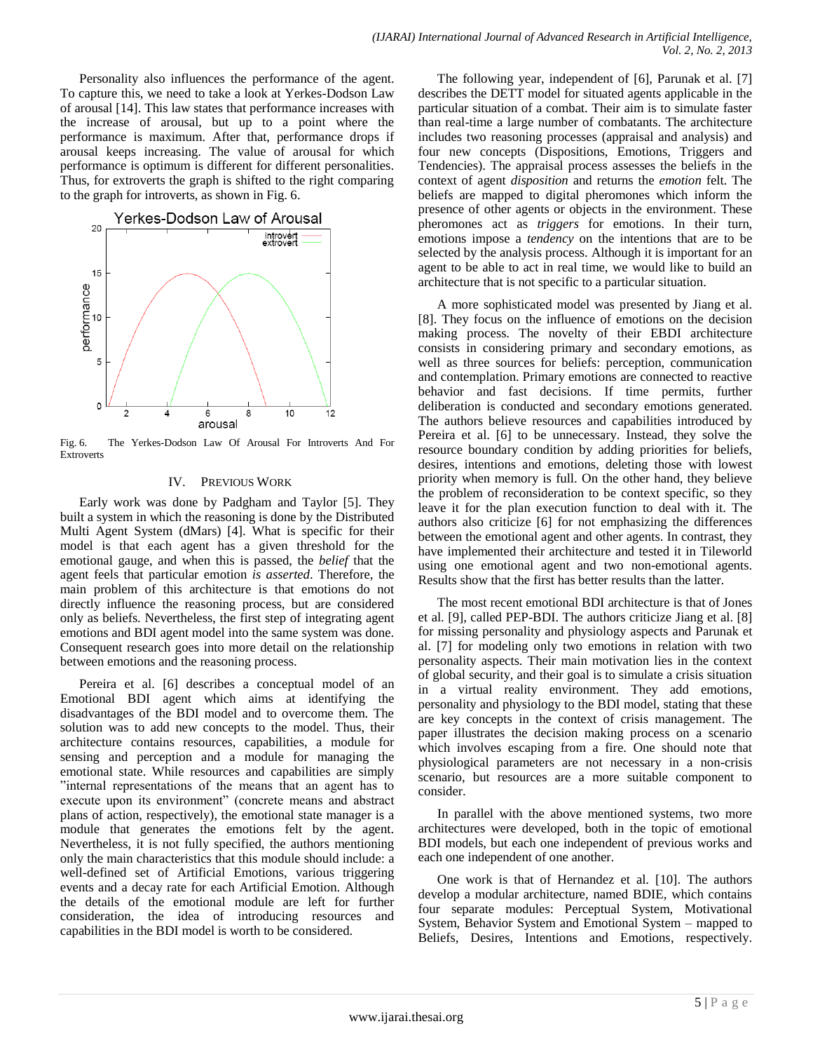Personality also influences the performance of the agent. To capture this, we need to take a look at Yerkes-Dodson Law of arousal [14]. This law states that performance increases with the increase of arousal, but up to a point where the performance is maximum. After that, performance drops if arousal keeps increasing. The value of arousal for which performance is optimum is different for different personalities. Thus, for extroverts the graph is shifted to the right comparing to the graph for introverts, as shown in Fig. 6.

Fig. 6. The Yerkes-Dodson Law Of Arousal For Introverts And For Extroverts

## IV. Previous Work

Early work was done by Padgham and Taylor [5]. They built a system in which the reasoning is done by the Distributed Multi Agent System (dMars) [4]. What is specific for their model is that each agent has a given threshold for the emotional gauge, and when this is passed, the *belief* that the agent feels that particular emotion *is asserted*. Therefore, the main problem of this architecture is that emotions do not directly influence the reasoning process, but are considered only as beliefs. Nevertheless, the first step of integrating agent emotions and BDI agent model into the same system was done. Consequent research goes into more detail on the relationship between emotions and the reasoning process.

Pereira et al. [6] describes a conceptual model of an Emotional BDI agent which aims at identifying the disadvantages of the BDI model and to overcome them. The solution was to add new concepts to the model. Thus, their architecture contains resources, capabilities, a module for sensing and perception and a module for managing the emotional state. While resources and capabilities are simply "internal representations of the means that an agent has to execute upon its environment" (concrete means and abstract plans of action, respectively), the emotional state manager is a module that generates the emotions felt by the agent. Nevertheless, it is not fully specified, the authors mentioning only the main characteristics that this module should include: a well-defined set of Artificial Emotions, various triggering events and a decay rate for each Artificial Emotion. Although the details of the emotional module are left for further consideration, the idea of introducing resources and capabilities in the BDI model is worth to be considered.

The following year, independent of [6], Parunak et al. [7] describes the DETT model for situated agents applicable in the particular situation of a combat. Their aim is to simulate faster than real-time a large number of combatants. The architecture includes two reasoning processes (appraisal and analysis) and four new concepts (Dispositions, Emotions, Triggers and Tendencies). The appraisal process assesses the beliefs in the context of agent *disposition* and returns the *emotion* felt. The beliefs are mapped to digital pheromones which inform the presence of other agents or objects in the environment. These pheromones act as *triggers* for emotions. In their turn, emotions impose a *tendency* on the intentions that are to be selected by the analysis process. Although it is important for an agent to be able to act in real time, we would like to build an architecture that is not specific to a particular situation.

A more sophisticated model was presented by Jiang et al. [8]. They focus on the influence of emotions on the decision making process. The novelty of their EBDI architecture consists in considering primary and secondary emotions, as well as three sources for beliefs: perception, communication and contemplation. Primary emotions are connected to reactive behavior and fast decisions. If time permits, further deliberation is conducted and secondary emotions generated. The authors believe resources and capabilities introduced by Pereira et al. [6] to be unnecessary. Instead, they solve the resource boundary condition by adding priorities for beliefs, desires, intentions and emotions, deleting those with lowest priority when memory is full. On the other hand, they believe the problem of reconsideration to be context specific, so they leave it for the plan execution function to deal with it. The authors also criticize [6] for not emphasizing the differences between the emotional agent and other agents. In contrast, they have implemented their architecture and tested it in Tileworld using one emotional agent and two non-emotional agents. Results show that the first has better results than the latter.

The most recent emotional BDI architecture is that of Jones et al. [9], called PEP-BDI. The authors criticize Jiang et al. [8] for missing personality and physiology aspects and Parunak et al. [7] for modeling only two emotions in relation with two personality aspects. Their main motivation lies in the context of global security, and their goal is to simulate a crisis situation in a virtual reality environment. They add emotions, personality and physiology to the BDI model, stating that these are key concepts in the context of crisis management. The paper illustrates the decision making process on a scenario which involves escaping from a fire. One should note that physiological parameters are not necessary in a non-crisis scenario, but resources are a more suitable component to consider.

In parallel with the above mentioned systems, two more architectures were developed, both in the topic of emotional BDI models, but each one independent of previous works and each one independent of one another.

One work is that of Hernandez et al. [10]. The authors develop a modular architecture, named BDIE, which contains four separate modules: Perceptual System, Motivational System, Behavior System and Emotional System – mapped to Beliefs, Desires, Intentions and Emotions, respectively.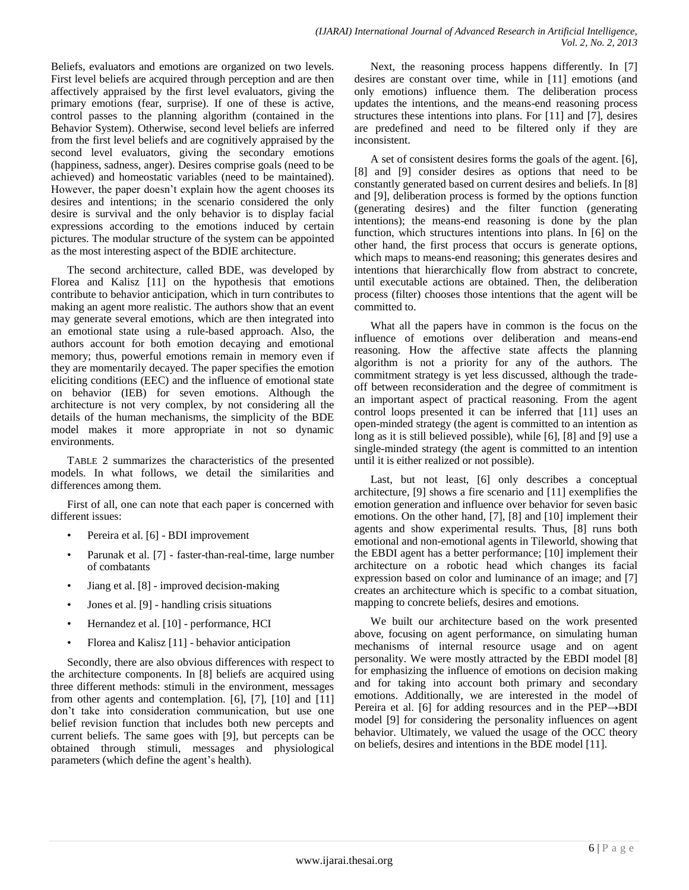Beliefs, evaluators and emotions are organized on two levels. First level beliefs are acquired through perception and are then affectively appraised by the first level evaluators, giving the primary emotions (fear, surprise). If one of these is active, control passes to the planning algorithm (contained in the Behavior System). Otherwise, second level beliefs are inferred from the first level beliefs and are cognitively appraised by the second level evaluators, giving the secondary emotions (happiness, sadness, anger). Desires comprise goals (need to be achieved) and homeostatic variables (need to be maintained). However, the paper doesn't explain how the agent chooses its desires and intentions; in the scenario considered the only desire is survival and the only behavior is to display facial expressions according to the emotions induced by certain pictures. The modular structure of the system can be appointed as the most interesting aspect of the BDIE architecture.

The second architecture, called BDE, was developed by Florea and Kalisz [11] on the hypothesis that emotions contribute to behavior anticipation, which in turn contributes to making an agent more realistic. The authors show that an event may generate several emotions, which are then integrated into an emotional state using a rule-based approach. Also, the authors account for both emotion decaying and emotional memory; thus, powerful emotions remain in memory even if they are momentarily decayed. The paper specifies the emotion eliciting conditions (EEC) and the influence of emotional state on behavior (IEB) for seven emotions. Although the architecture is not very complex, by not considering all the details of the human mechanisms, the simplicity of the BDE model makes it more appropriate in not so dynamic environments.

TABLE 2 summarizes the characteristics of the presented models. In what follows, we detail the similarities and differences among them.

First of all, one can note that each paper is concerned with different issues:

- Pereira et al. [6] - BDI improvement
- Parunak et al. [7] - faster-than-real-time, large number of combatants
- Jiang et al. [8] - improved decision-making
- Jones et al. [9] - handling crisis situations
- Hernandez et al. [10] - performance, HCI
- Florea and Kalisz [11] - behavior anticipation

Secondly, there are also obvious differences with respect to the architecture components. In [8] beliefs are acquired using three different methods: stimuli in the environment, messages from other agents and contemplation. [6], [7], [10] and [11] don't take into consideration communication, but use one belief revision function that includes both new percepts and current beliefs. The same goes with [9], but percepts can be obtained through stimuli, messages and physiological parameters (which define the agent's health).

Next, the reasoning process happens differently. In [7] desires are constant over time, while in [11] emotions (and only emotions) influence them. The deliberation process updates the intentions, and the means-end reasoning process structures these intentions into plans. For [11] and [7], desires are predefined and need to be filtered only if they are inconsistent.

A set of consistent desires forms the goals of the agent. [6], [8] and [9] consider desires as options that need to be constantly generated based on current desires and beliefs. In [8] and [9], deliberation process is formed by the options function (generating desires) and the filter function (generating intentions); the means-end reasoning is done by the plan function, which structures intentions into plans. In [6] on the other hand, the first process that occurs is generate options, which maps to means-end reasoning; this generates desires and intentions that hierarchically flow from abstract to concrete, until executable actions are obtained. Then, the deliberation process (filter) chooses those intentions that the agent will be committed to.

What all the papers have in common is the focus on the influence of emotions over deliberation and means-end reasoning. How the affective state affects the planning algorithm is not a priority for any of the authors. The commitment strategy is yet less discussed, although the trade-off between reconsideration and the degree of commitment is an important aspect of practical reasoning. From the agent control loops presented it can be inferred that [11] uses an open-minded strategy (the agent is committed to an intention as long as it is still believed possible), while [6], [8] and [9] use a single-minded strategy (the agent is committed to an intention until it is either realized or not possible).

Last, but not least, [6] only describes a conceptual architecture, [9] shows a fire scenario and [11] exemplifies the emotion generation and influence over behavior for seven basic emotions. On the other hand, [7], [8] and [10] implement their agents and show experimental results. Thus, [8] runs both emotional and non-emotional agents in Tileworld, showing that the EBDI agent has a better performance; [10] implement their architecture on a robotic head which changes its facial expression based on color and luminance of an image; and [7] creates an architecture which is specific to a combat situation, mapping to concrete beliefs, desires and emotions.

We built our architecture based on the work presented above, focusing on agent performance, on simulating human mechanisms of internal resource usage and on agent personality. We were mostly attracted by the EBDI model [8] for emphasizing the influence of emotions on decision making and for taking into account both primary and secondary emotions. Additionally, we are interested in the model of Pereira et al. [6] for adding resources and in the PEP→BDI model [9] for considering the personality influences on agent behavior. Ultimately, we valued the usage of the OCC theory on beliefs, desires and intentions in the BDE model [11].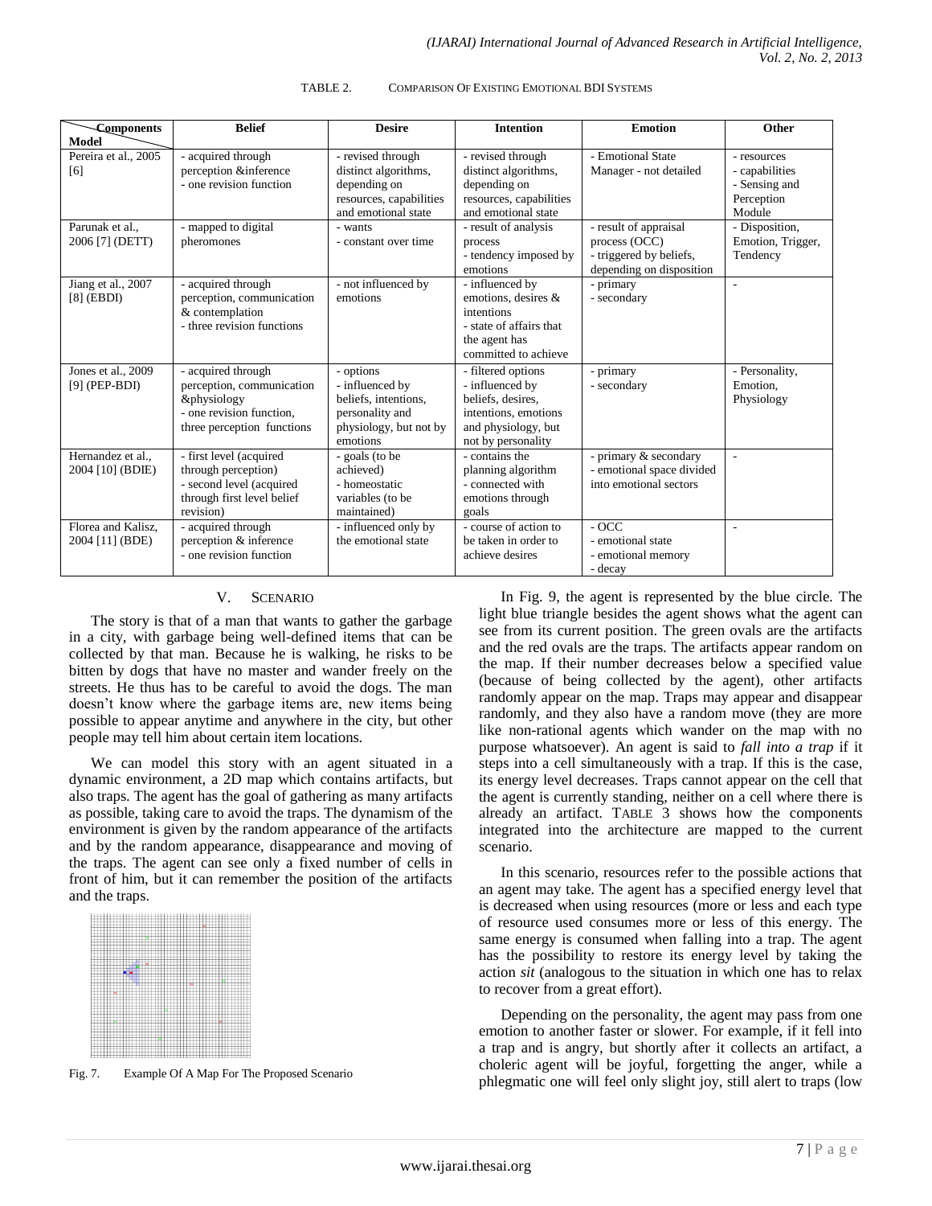TABLE 2. COMPARISON OF EXISTING EMOTIONAL BDI SYSTEMS

| Components / Model | Belief | Desire | Intention | Emotion | Other |
|---|---|---|---|---|---|
| Pereira et al., 2005 [6] | - acquired through perception &inference<br>- one revision function | - revised through distinct algorithms, depending on resources, capabilities and emotional state | - revised through distinct algorithms, depending on resources, capabilities and emotional state | - Emotional State Manager - not detailed | - resources<br>- capabilities<br>- Sensing and Perception Module |
| Parunak et al., 2006 [7] (DETT) | - mapped to digital pheromones | - wants<br>- constant over time | - result of analysis process<br>- tendency imposed by emotions | - result of appraisal process (OCC)<br>- triggered by beliefs, depending on disposition | - Disposition, Emotion, Trigger, Tendency |
| Jiang et al., 2007 [8] (EBDI) | - acquired through perception, communication & contemplation<br>- three revision functions | - not influenced by emotions | - influenced by emotions, desires & intentions<br>- state of affairs that the agent has committed to achieve | - primary<br>- secondary | - |
| Jones et al., 2009 [9] (PEP-BDI) | - acquired through perception, communication &physiology<br>- one revision function, three perception functions | - options<br>- influenced by beliefs, intentions, personality and physiology, but not by emotions | - filtered options<br>- influenced by beliefs, desires, intentions, emotions and physiology, but not by personality | - primary<br>- secondary | - Personality, Emotion, Physiology |
| Hernandez et al., 2004 [10] (BDIE) | - first level (acquired through perception)<br>- second level (acquired through first level belief revision) | - goals (to be achieved)<br>- homeostatic variables (to be maintained) | - contains the planning algorithm<br>- connected with emotions through goals | - primary & secondary<br>- emotional space divided into emotional sectors | - |
| Florea and Kalisz, 2004 [11] (BDE) | - acquired through perception & inference<br>- one revision function | - influenced only by the emotional state | - course of action to be taken in order to achieve desires | - OCC<br>- emotional state<br>- emotional memory<br>- decay | - |

## V. SCENARIO

The story is that of a man that wants to gather the garbage in a city, with garbage being well-defined items that can be collected by that man. Because he is walking, he risks to be bitten by dogs that have no master and wander freely on the streets. He thus has to be careful to avoid the dogs. The man doesn't know where the garbage items are, new items being possible to appear anytime and anywhere in the city, but other people may tell him about certain item locations.

We can model this story with an agent situated in a dynamic environment, a 2D map which contains artifacts, but also traps. The agent has the goal of gathering as many artifacts as possible, taking care to avoid the traps. The dynamism of the environment is given by the random appearance of the artifacts and by the random appearance, disappearance and moving of the traps. The agent can see only a fixed number of cells in front of him, but it can remember the position of the artifacts and the traps.

Fig. 7. Example Of A Map For The Proposed Scenario

In Fig. 9, the agent is represented by the blue circle. The light blue triangle besides the agent shows what the agent can see from its current position. The green ovals are the artifacts and the red ovals are the traps. The artifacts appear random on the map. If their number decreases below a specified value (because of being collected by the agent), other artifacts randomly appear on the map. Traps may appear and disappear randomly, and they also have a random move (they are more like non-rational agents which wander on the map with no purpose whatsoever). An agent is said to *fall into a trap* if it steps into a cell simultaneously with a trap. If this is the case, its energy level decreases. Traps cannot appear on the cell that the agent is currently standing, neither on a cell where there is already an artifact. TABLE 3 shows how the components integrated into the architecture are mapped to the current scenario.

In this scenario, resources refer to the possible actions that an agent may take. The agent has a specified energy level that is decreased when using resources (more or less and each type of resource used consumes more or less of this energy. The same energy is consumed when falling into a trap. The agent has the possibility to restore its energy level by taking the action *sit* (analogous to the situation in which one has to relax to recover from a great effort).

Depending on the personality, the agent may pass from one emotion to another faster or slower. For example, if it fell into a trap and is angry, but shortly after it collects an artifact, a choleric agent will be joyful, forgetting the anger, while a phlegmatic one will feel only slight joy, still alert to traps (low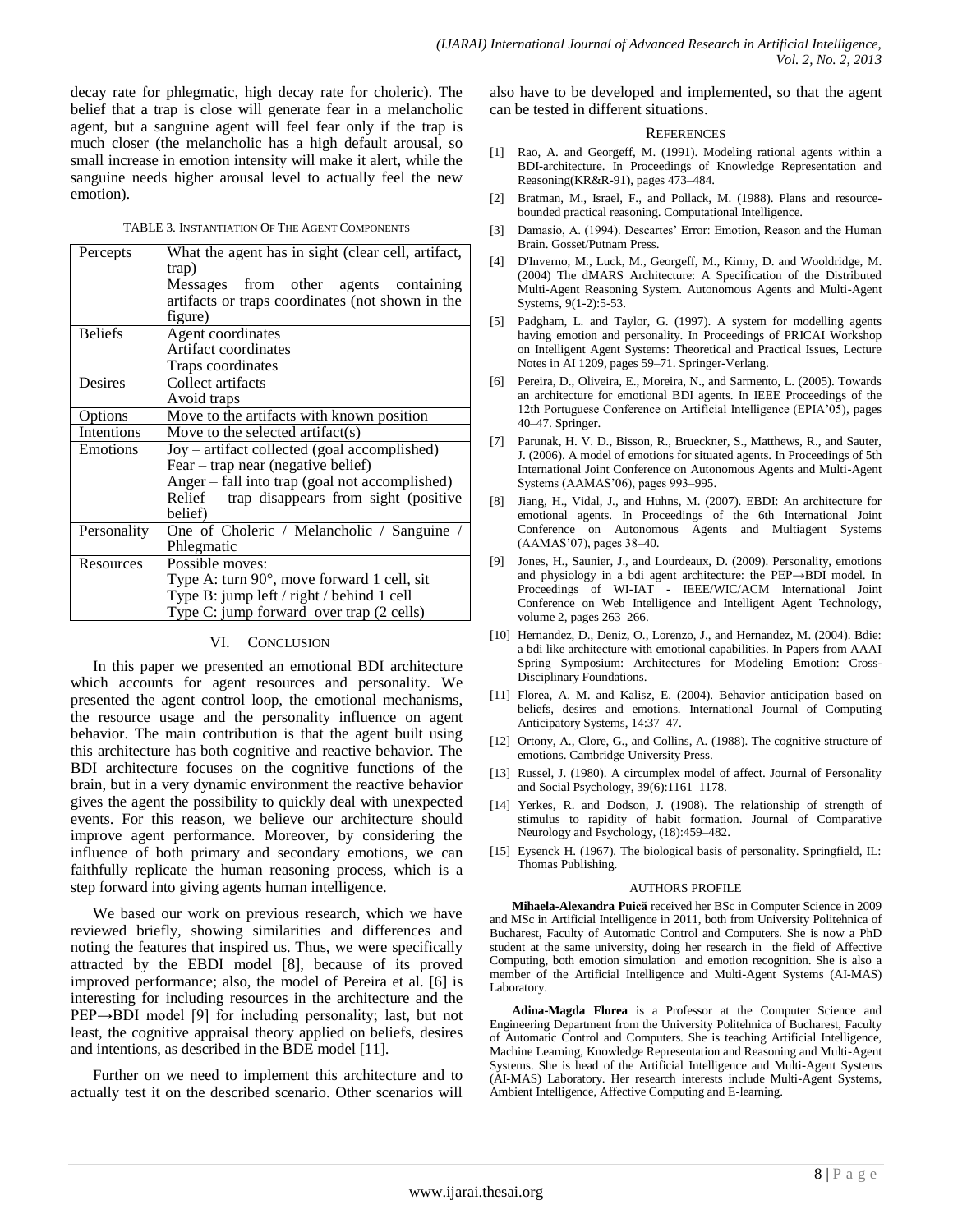decay rate for phlegmatic, high decay rate for choleric). The belief that a trap is close will generate fear in a melancholic agent, but a sanguine agent will feel fear only if the trap is much closer (the melancholic has a high default arousal, so small increase in emotion intensity will make it alert, while the sanguine needs higher arousal level to actually feel the new emotion).

TABLE 3. INSTANTIATION OF THE AGENT COMPONENTS

| | |
|---|---|
| Percepts | What the agent has in sight (clear cell, artifact, trap)<br>Messages from other agents containing artifacts or traps coordinates (not shown in the figure) |
| Beliefs | Agent coordinates<br>Artifact coordinates<br>Traps coordinates |
| Desires | Collect artifacts<br>Avoid traps |
| Options | Move to the artifacts with known position |
| Intentions | Move to the selected artifact(s) |
| Emotions | Joy – artifact collected (goal accomplished)<br>Fear – trap near (negative belief)<br>Anger – fall into trap (goal not accomplished)<br>Relief – trap disappears from sight (positive belief) |
| Personality | One of Choleric / Melancholic / Sanguine / Phlegmatic |
| Resources | Possible moves:<br>Type A: turn 90°, move forward 1 cell, sit<br>Type B: jump left / right / behind 1 cell<br>Type C: jump forward over trap (2 cells) |

## VI. CONCLUSION

In this paper we presented an emotional BDI architecture which accounts for agent resources and personality. We presented the agent control loop, the emotional mechanisms, the resource usage and the personality influence on agent behavior. The main contribution is that the agent built using this architecture has both cognitive and reactive behavior. The BDI architecture focuses on the cognitive functions of the brain, but in a very dynamic environment the reactive behavior gives the agent the possibility to quickly deal with unexpected events. For this reason, we believe our architecture should improve agent performance. Moreover, by considering the influence of both primary and secondary emotions, we can faithfully replicate the human reasoning process, which is a step forward into giving agents human intelligence.

We based our work on previous research, which we have reviewed briefly, showing similarities and differences and noting the features that inspired us. Thus, we were specifically attracted by the EBDI model [8], because of its proved improved performance; also, the model of Pereira et al. [6] is interesting for including resources in the architecture and the PEP→BDI model [9] for including personality; last, but not least, the cognitive appraisal theory applied on beliefs, desires and intentions, as described in the BDE model [11].

Further on we need to implement this architecture and to actually test it on the described scenario. Other scenarios will also have to be developed and implemented, so that the agent can be tested in different situations.

## REFERENCES

[1] Rao, A. and Georgeff, M. (1991). Modeling rational agents within a BDI-architecture. In Proceedings of Knowledge Representation and Reasoning(KR&R-91), pages 473–484.

[2] Bratman, M., Israel, F., and Pollack, M. (1988). Plans and resource-bounded practical reasoning. Computational Intelligence.

[3] Damasio, A. (1994). Descartes' Error: Emotion, Reason and the Human Brain. Gosset/Putnam Press.

[4] D'Inverno, M., Luck, M., Georgeff, M., Kinny, D. and Wooldridge, M. (2004) The dMARS Architecture: A Specification of the Distributed Multi-Agent Reasoning System. Autonomous Agents and Multi-Agent Systems, 9(1-2):5-53.

[5] Padgham, L. and Taylor, G. (1997). A system for modelling agents having emotion and personality. In Proceedings of PRICAI Workshop on Intelligent Agent Systems: Theoretical and Practical Issues, Lecture Notes in AI 1209, pages 59–71. Springer-Verlang.

[6] Pereira, D., Oliveira, E., Moreira, N., and Sarmento, L. (2005). Towards an architecture for emotional BDI agents. In IEEE Proceedings of the 12th Portuguese Conference on Artificial Intelligence (EPIA'05), pages 40–47. Springer.

[7] Parunak, H. V. D., Bisson, R., Brueckner, S., Matthews, R., and Sauter, J. (2006). A model of emotions for situated agents. In Proceedings of 5th International Joint Conference on Autonomous Agents and Multi-Agent Systems (AAMAS'06), pages 993–995.

[8] Jiang, H., Vidal, J., and Huhns, M. (2007). EBDI: An architecture for emotional agents. In Proceedings of the 6th International Joint Conference on Autonomous Agents and Multiagent Systems (AAMAS'07), pages 38–40.

[9] Jones, H., Saunier, J., and Lourdeaux, D. (2009). Personality, emotions and physiology in a bdi agent architecture: the PEP→BDI model. In Proceedings of WI-IAT - IEEE/WIC/ACM International Joint Conference on Web Intelligence and Intelligent Agent Technology, volume 2, pages 263–266.

[10] Hernandez, D., Deniz, O., Lorenzo, J., and Hernandez, M. (2004). Bdie: a bdi like architecture with emotional capabilities. In Papers from AAAI Spring Symposium: Architectures for Modeling Emotion: Cross-Disciplinary Foundations.

[11] Florea, A. M. and Kalisz, E. (2004). Behavior anticipation based on beliefs, desires and emotions. International Journal of Computing Anticipatory Systems, 14:37–47.

[12] Ortony, A., Clore, G., and Collins, A. (1988). The cognitive structure of emotions. Cambridge University Press.

[13] Russel, J. (1980). A circumplex model of affect. Journal of Personality and Social Psychology, 39(6):1161–1178.

[14] Yerkes, R. and Dodson, J. (1908). The relationship of strength of stimulus to rapidity of habit formation. Journal of Comparative Neurology and Psychology, (18):459–482.

[15] Eysenck H. (1967). The biological basis of personality. Springfield, IL: Thomas Publishing.

## AUTHORS PROFILE

**Mihaela-Alexandra Puică** received her BSc in Computer Science in 2009 and MSc in Artificial Intelligence in 2011, both from University Politehnica of Bucharest, Faculty of Automatic Control and Computers. She is now a PhD student at the same university, doing her research in the field of Affective Computing, both emotion simulation and emotion recognition. She is also a member of the Artificial Intelligence and Multi-Agent Systems (AI-MAS) Laboratory.

**Adina-Magda Florea** is a Professor at the Computer Science and Engineering Department from the University Politehnica of Bucharest, Faculty of Automatic Control and Computers. She is teaching Artificial Intelligence, Machine Learning, Knowledge Representation and Reasoning and Multi-Agent Systems. She is head of the Artificial Intelligence and Multi-Agent Systems (AI-MAS) Laboratory. Her research interests include Multi-Agent Systems, Ambient Intelligence, Affective Computing and E-learning.